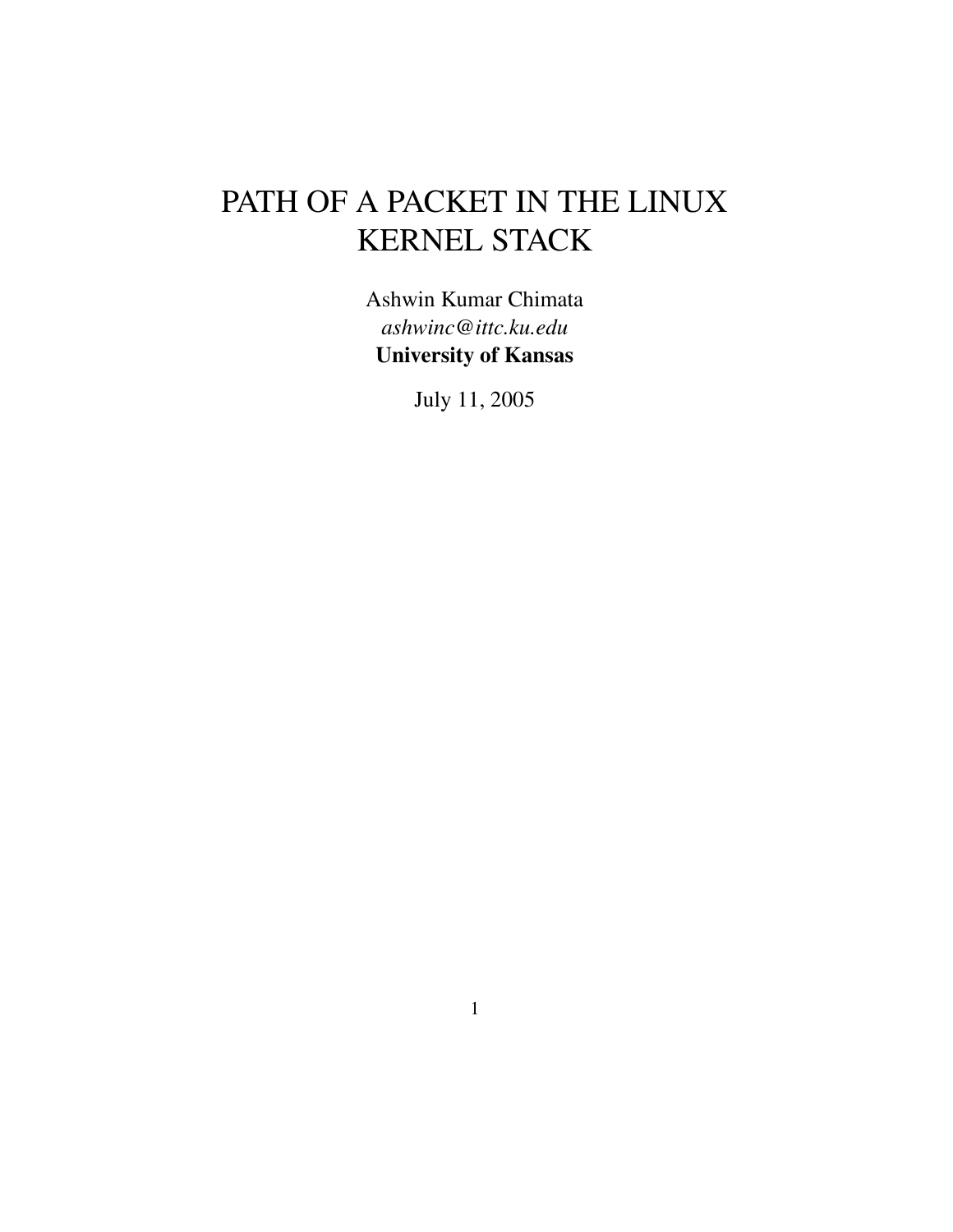# PATH OF A PACKET IN THE LINUX KERNEL STACK

Ashwin Kumar Chimata

*ashwinc@ittc.ku.edu*

**University of Kansas**

July 11, 2005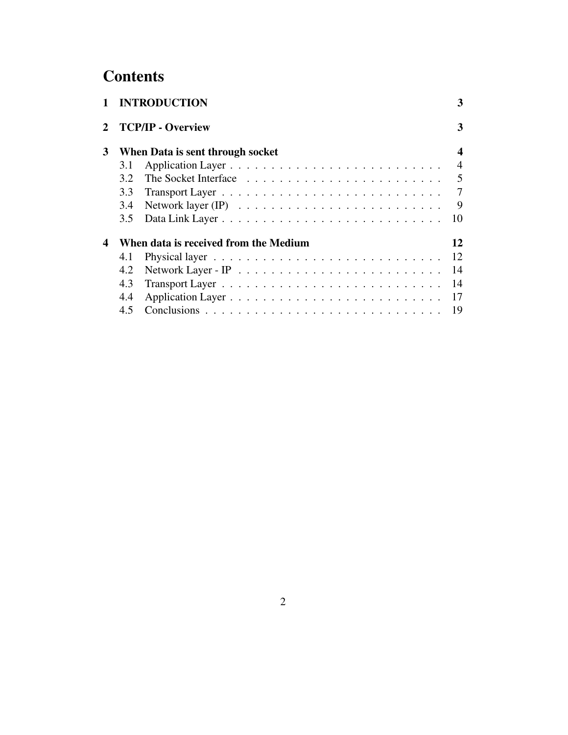# Contents

**1 INTRODUCTION** **3**

**2 TCP/IP - Overview** **3**

**3 When Data is sent through socket** **4**

- 3.1 Application Layer . . . . . . . . . . . . . . . . . . . . . . . . . . 4
- 3.2 The Socket Interface . . . . . . . . . . . . . . . . . . . . . . . . . 5
- 3.3 Transport Layer . . . . . . . . . . . . . . . . . . . . . . . . . . . 7
- 3.4 Network layer (IP) . . . . . . . . . . . . . . . . . . . . . . . . . 9
- 3.5 Data Link Layer . . . . . . . . . . . . . . . . . . . . . . . . . . 10

**4 When data is received from the Medium** **12**

- 4.1 Physical layer . . . . . . . . . . . . . . . . . . . . . . . . . . . 12
- 4.2 Network Layer - IP . . . . . . . . . . . . . . . . . . . . . . . . 14
- 4.3 Transport Layer . . . . . . . . . . . . . . . . . . . . . . . . . . 14
- 4.4 Application Layer . . . . . . . . . . . . . . . . . . . . . . . . . 17
- 4.5 Conclusions . . . . . . . . . . . . . . . . . . . . . . . . . . . . 19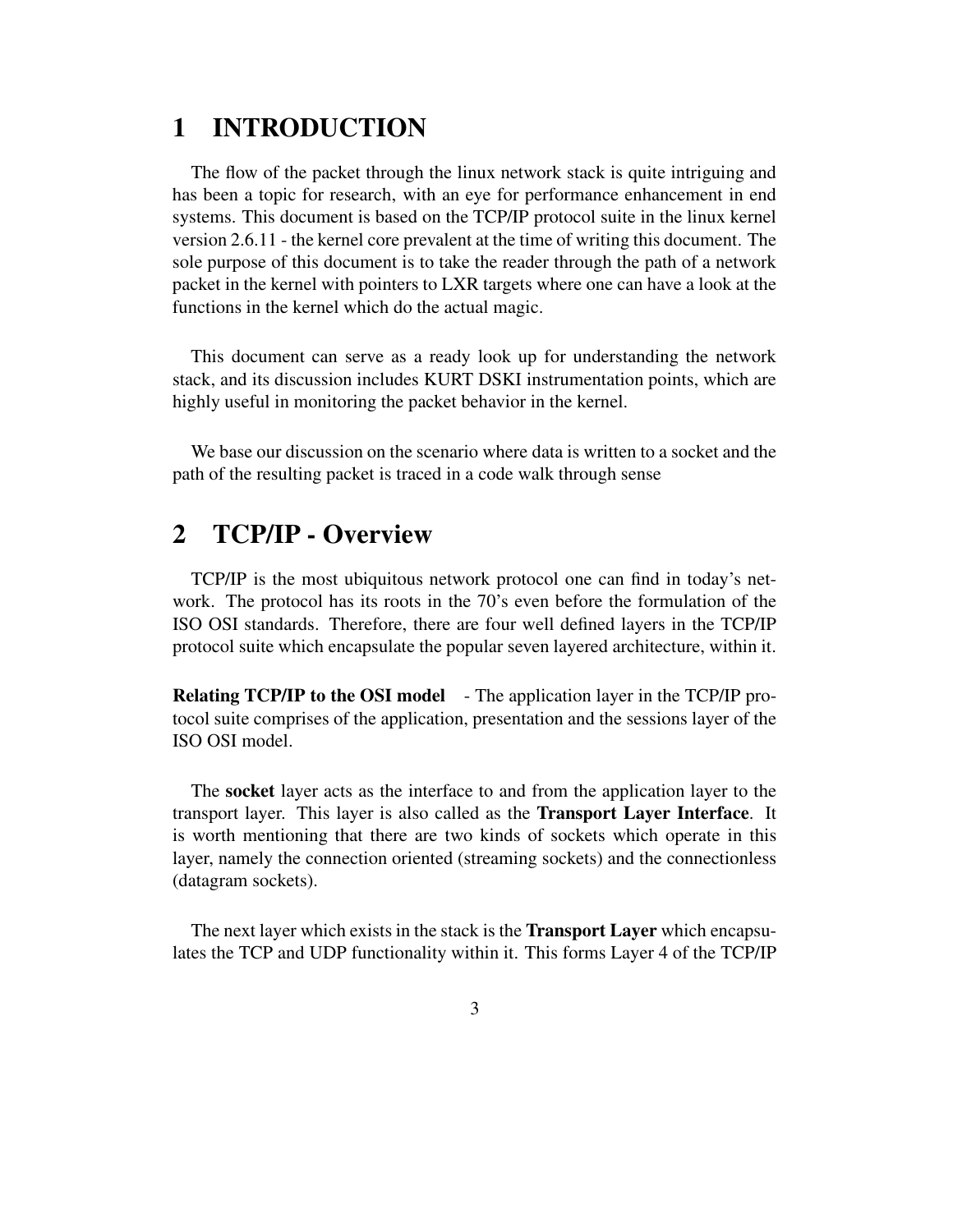# 1 INTRODUCTION

The flow of the packet through the linux network stack is quite intriguing and has been a topic for research, with an eye for performance enhancement in end systems. This document is based on the TCP/IP protocol suite in the linux kernel version 2.6.11 - the kernel core prevalent at the time of writing this document. The sole purpose of this document is to take the reader through the path of a network packet in the kernel with pointers to LXR targets where one can have a look at the functions in the kernel which do the actual magic.

This document can serve as a ready look up for understanding the network stack, and its discussion includes KURT DSKI instrumentation points, which are highly useful in monitoring the packet behavior in the kernel.

We base our discussion on the scenario where data is written to a socket and the path of the resulting packet is traced in a code walk through sense

# 2 TCP/IP - Overview

TCP/IP is the most ubiquitous network protocol one can find in today's network. The protocol has its roots in the 70's even before the formulation of the ISO OSI standards. Therefore, there are four well defined layers in the TCP/IP protocol suite which encapsulate the popular seven layered architecture, within it.

**Relating TCP/IP to the OSI model** - The application layer in the TCP/IP protocol suite comprises of the application, presentation and the sessions layer of the ISO OSI model.

The **socket** layer acts as the interface to and from the application layer to the transport layer. This layer is also called as the **Transport Layer Interface**. It is worth mentioning that there are two kinds of sockets which operate in this layer, namely the connection oriented (streaming sockets) and the connectionless (datagram sockets).

The next layer which exists in the stack is the **Transport Layer** which encapsulates the TCP and UDP functionality within it. This forms Layer 4 of the TCP/IP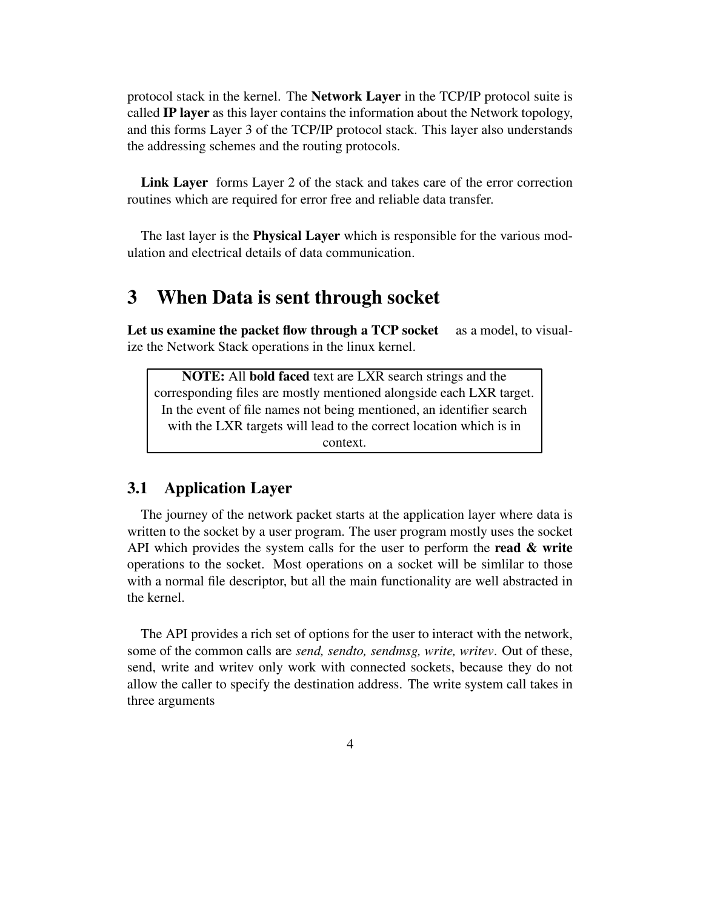protocol stack in the kernel. The **Network Layer** in the TCP/IP protocol suite is called **IP layer** as this layer contains the information about the Network topology, and this forms Layer 3 of the TCP/IP protocol stack. This layer also understands the addressing schemes and the routing protocols.

**Link Layer** forms Layer 2 of the stack and takes care of the error correction routines which are required for error free and reliable data transfer.

The last layer is the **Physical Layer** which is responsible for the various modulation and electrical details of data communication.

# 3 When Data is sent through socket

**Let us examine the packet flow through a TCP socket** as a model, to visualize the Network Stack operations in the linux kernel.

> **NOTE:** All **bold faced** text are LXR search strings and the corresponding files are mostly mentioned alongside each LXR target. In the event of file names not being mentioned, an identifier search with the LXR targets will lead to the correct location which is in context.

## 3.1 Application Layer

The journey of the network packet starts at the application layer where data is written to the socket by a user program. The user program mostly uses the socket API which provides the system calls for the user to perform the **read & write** operations to the socket. Most operations on a socket will be simlilar to those with a normal file descriptor, but all the main functionality are well abstracted in the kernel.

The API provides a rich set of options for the user to interact with the network, some of the common calls are *send, sendto, sendmsg, write, writev*. Out of these, send, write and writev only work with connected sockets, because they do not allow the caller to specify the destination address. The write system call takes in three arguments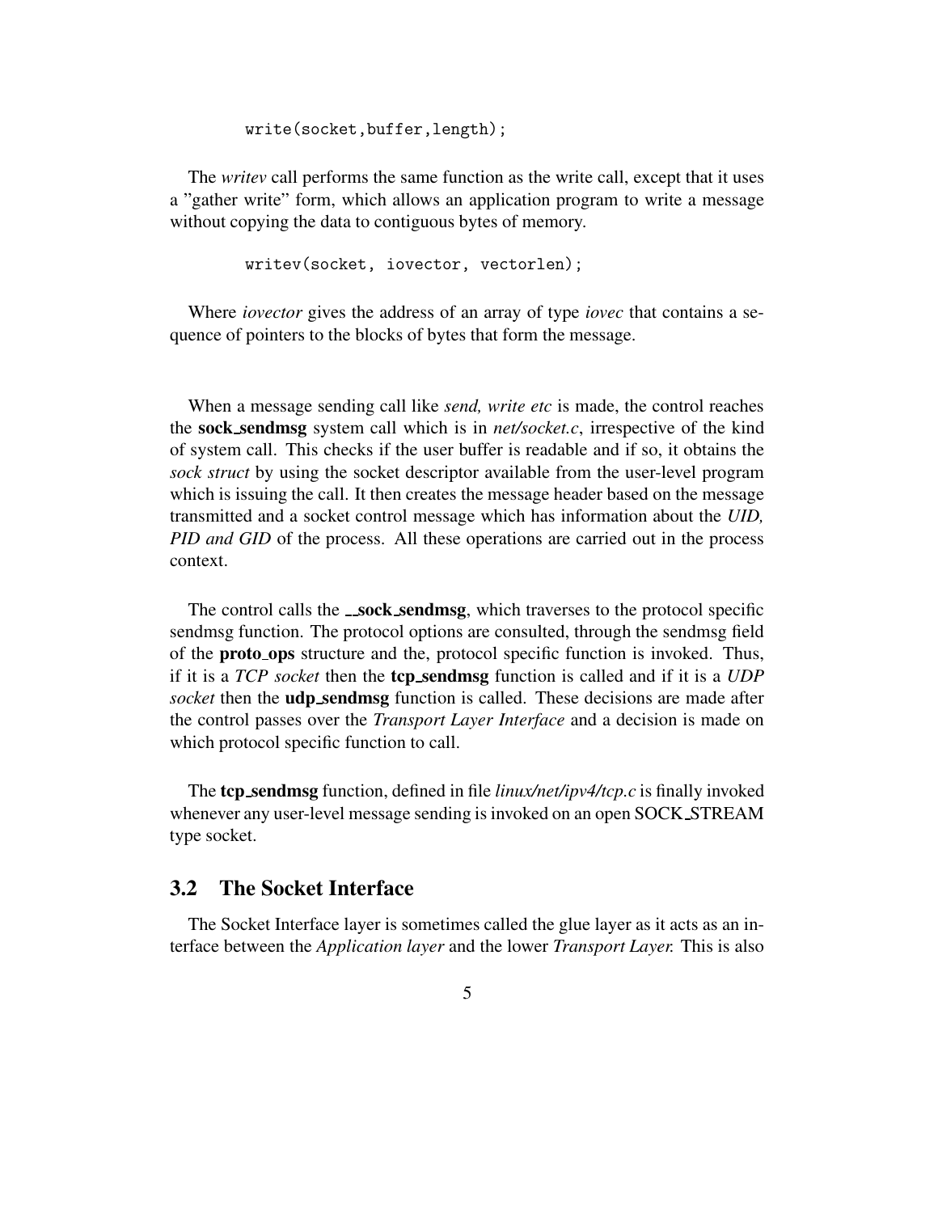```
write(socket,buffer,length);
```

The *writev* call performs the same function as the write call, except that it uses a "gather write" form, which allows an application program to write a message without copying the data to contiguous bytes of memory.

```
writev(socket, iovector, vectorlen);
```

Where *iovector* gives the address of an array of type *iovec* that contains a sequence of pointers to the blocks of bytes that form the message.

When a message sending call like *send, write etc* is made, the control reaches the **sock_sendmsg** system call which is in *net/socket.c*, irrespective of the kind of system call. This checks if the user buffer is readable and if so, it obtains the *sock struct* by using the socket descriptor available from the user-level program which is issuing the call. It then creates the message header based on the message transmitted and a socket control message which has information about the *UID, PID and GID* of the process. All these operations are carried out in the process context.

The control calls the **__sock_sendmsg**, which traverses to the protocol specific sendmsg function. The protocol options are consulted, through the sendmsg field of the **proto_ops** structure and the, protocol specific function is invoked. Thus, if it is a *TCP socket* then the **tcp_sendmsg** function is called and if it is a *UDP socket* then the **udp_sendmsg** function is called. These decisions are made after the control passes over the *Transport Layer Interface* and a decision is made on which protocol specific function to call.

The **tcp_sendmsg** function, defined in file *linux/net/ipv4/tcp.c* is finally invoked whenever any user-level message sending is invoked on an open SOCK_STREAM type socket.

## 3.2 The Socket Interface

The Socket Interface layer is sometimes called the glue layer as it acts as an interface between the *Application layer* and the lower *Transport Layer.* This is also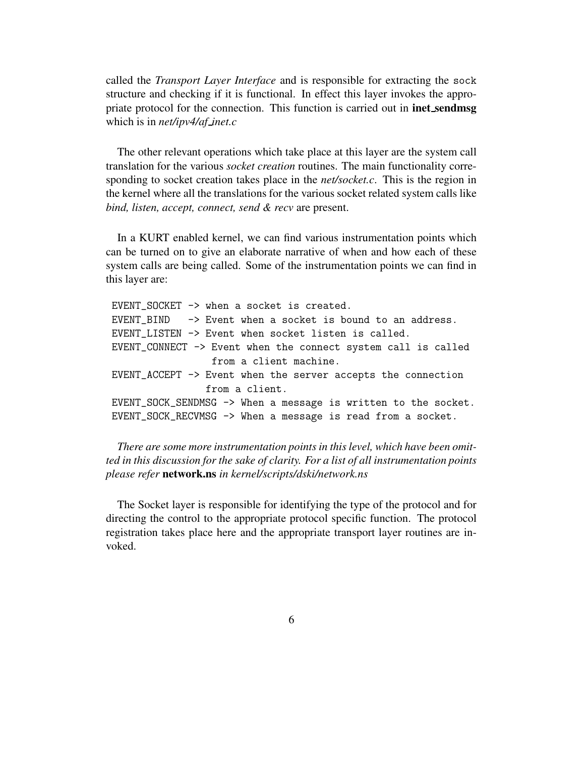called the *Transport Layer Interface* and is responsible for extracting the sock structure and checking if it is functional. In effect this layer invokes the appropriate protocol for the connection. This function is carried out in **inet_sendmsg** which is in *net/ipv4/af_inet.c*

The other relevant operations which take place at this layer are the system call translation for the various *socket creation* routines. The main functionality corresponding to socket creation takes place in the *net/socket.c*. This is the region in the kernel where all the translations for the various socket related system calls like *bind, listen, accept, connect, send & recv* are present.

In a KURT enabled kernel, we can find various instrumentation points which can be turned on to give an elaborate narrative of when and how each of these system calls are being called. Some of the instrumentation points we can find in this layer are:

```
EVENT_SOCKET -> when a socket is created.
EVENT_BIND   -> Event when a socket is bound to an address.
EVENT_LISTEN -> Event when socket listen is called.
EVENT_CONNECT -> Event when the connect system call is called
                 from a client machine.
EVENT_ACCEPT -> Event when the server accepts the connection
                from a client.
EVENT_SOCK_SENDMSG -> When a message is written to the socket.
EVENT_SOCK_RECVMSG -> When a message is read from a socket.
```

*There are some more instrumentation points in this level, which have been omitted in this discussion for the sake of clarity. For a list of all instrumentation points please refer* **network.ns** *in kernel/scripts/dski/network.ns*

The Socket layer is responsible for identifying the type of the protocol and for directing the control to the appropriate protocol specific function. The protocol registration takes place here and the appropriate transport layer routines are invoked.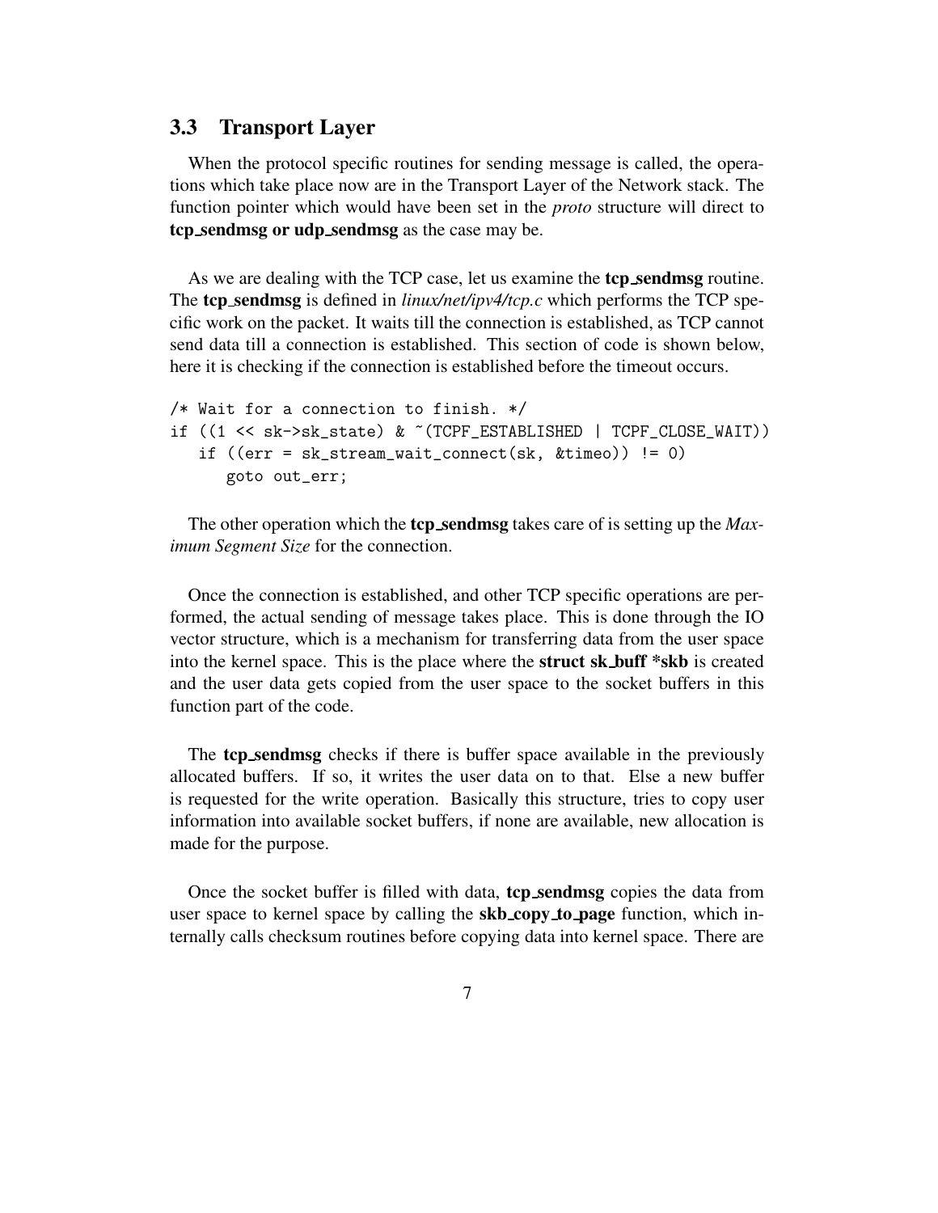## 3.3 Transport Layer

When the protocol specific routines for sending message is called, the operations which take place now are in the Transport Layer of the Network stack. The function pointer which would have been set in the *proto* structure will direct to **tcp_sendmsg or udp_sendmsg** as the case may be.

As we are dealing with the TCP case, let us examine the **tcp_sendmsg** routine. The **tcp_sendmsg** is defined in *linux/net/ipv4/tcp.c* which performs the TCP specific work on the packet. It waits till the connection is established, as TCP cannot send data till a connection is established. This section of code is shown below, here it is checking if the connection is established before the timeout occurs.

```
/* Wait for a connection to finish. */
if ((1 << sk->sk_state) & ~(TCPF_ESTABLISHED | TCPF_CLOSE_WAIT))
   if ((err = sk_stream_wait_connect(sk, &timeo)) != 0)
      goto out_err;
```

The other operation which the **tcp_sendmsg** takes care of is setting up the *Maximum Segment Size* for the connection.

Once the connection is established, and other TCP specific operations are performed, the actual sending of message takes place. This is done through the IO vector structure, which is a mechanism for transferring data from the user space into the kernel space. This is the place where the **struct sk_buff *skb** is created and the user data gets copied from the user space to the socket buffers in this function part of the code.

The **tcp_sendmsg** checks if there is buffer space available in the previously allocated buffers. If so, it writes the user data on to that. Else a new buffer is requested for the write operation. Basically this structure, tries to copy user information into available socket buffers, if none are available, new allocation is made for the purpose.

Once the socket buffer is filled with data, **tcp_sendmsg** copies the data from user space to kernel space by calling the **skb_copy_to_page** function, which internally calls checksum routines before copying data into kernel space. There are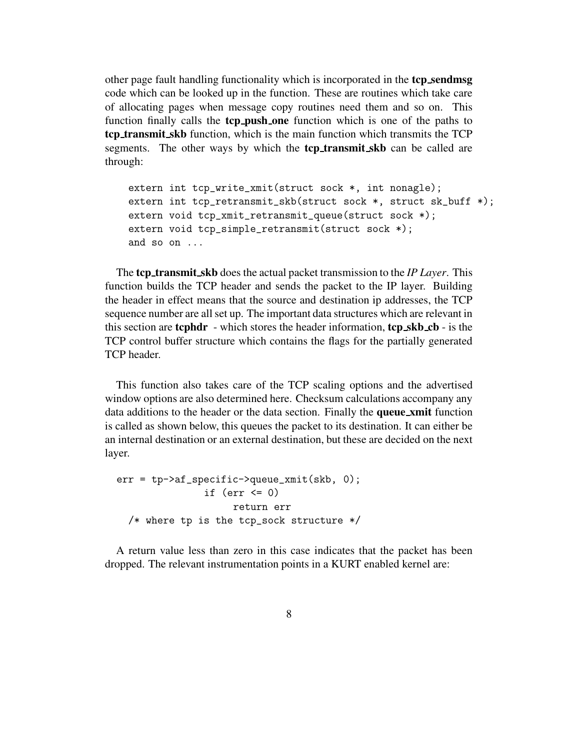other page fault handling functionality which is incorporated in the **tcp_sendmsg** code which can be looked up in the function. These are routines which take care of allocating pages when message copy routines need them and so on. This function finally calls the **tcp_push_one** function which is one of the paths to **tcp_transmit_skb** function, which is the main function which transmits the TCP segments. The other ways by which the **tcp_transmit_skb** can be called are through:

```
extern int tcp_write_xmit(struct sock *, int nonagle);
extern int tcp_retransmit_skb(struct sock *, struct sk_buff *);
extern void tcp_xmit_retransmit_queue(struct sock *);
extern void tcp_simple_retransmit(struct sock *);
and so on ...
```

The **tcp_transmit_skb** does the actual packet transmission to the *IP Layer*. This function builds the TCP header and sends the packet to the IP layer. Building the header in effect means that the source and destination ip addresses, the TCP sequence number are all set up. The important data structures which are relevant in this section are **tcphdr** - which stores the header information, **tcp_skb_cb** - is the TCP control buffer structure which contains the flags for the partially generated TCP header.

This function also takes care of the TCP scaling options and the advertised window options are also determined here. Checksum calculations accompany any data additions to the header or the data section. Finally the **queue_xmit** function is called as shown below, this queues the packet to its destination. It can either be an internal destination or an external destination, but these are decided on the next layer.

```
err = tp->af_specific->queue_xmit(skb, 0);
            if (err <= 0)
                return err
  /* where tp is the tcp_sock structure */
```

A return value less than zero in this case indicates that the packet has been dropped. The relevant instrumentation points in a KURT enabled kernel are: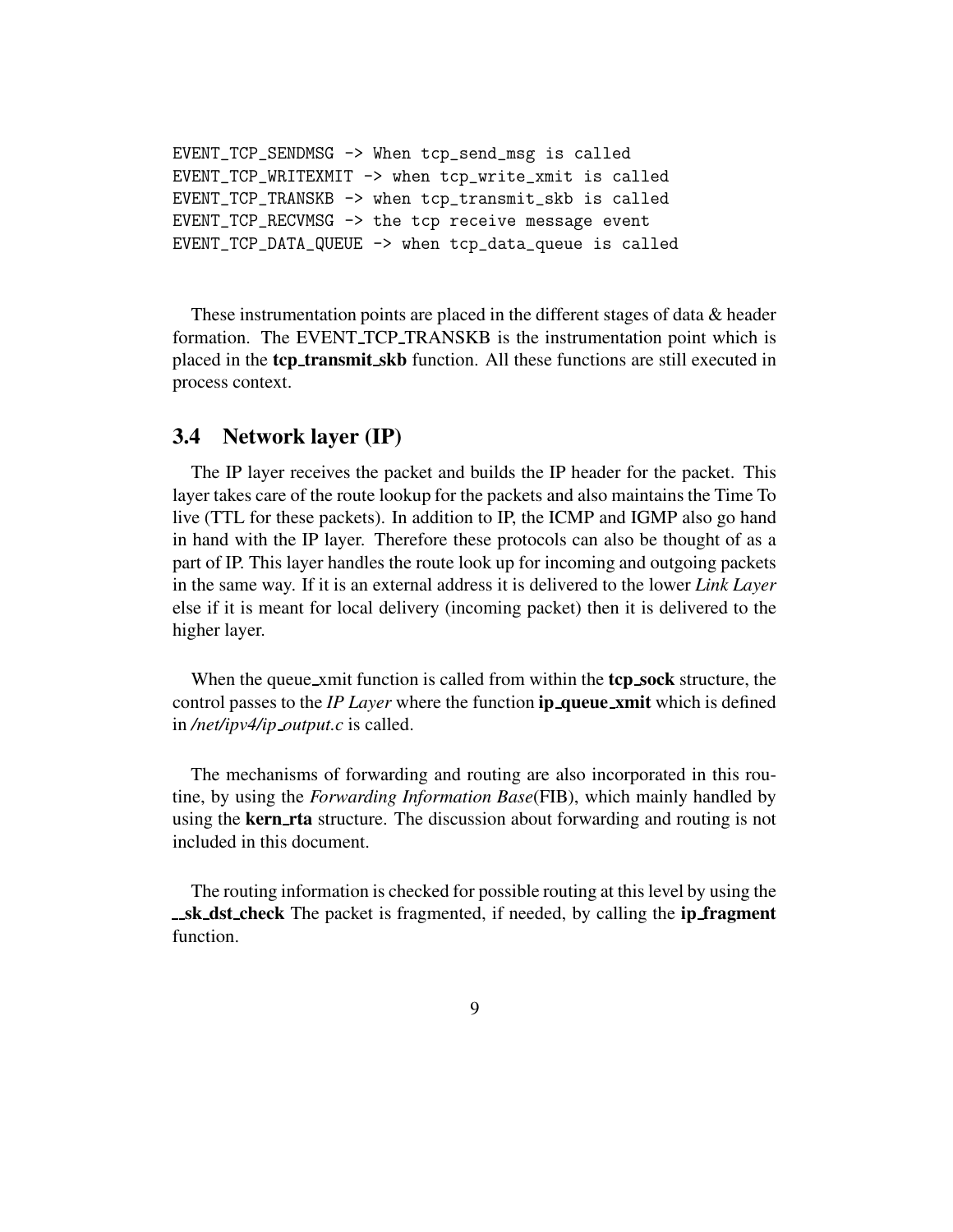```
EVENT_TCP_SENDMSG -> When tcp_send_msg is called
EVENT_TCP_WRITEXMIT -> when tcp_write_xmit is called
EVENT_TCP_TRANSKB -> when tcp_transmit_skb is called
EVENT_TCP_RECVMSG -> the tcp receive message event
EVENT_TCP_DATA_QUEUE -> when tcp_data_queue is called
```

These instrumentation points are placed in the different stages of data & header formation. The EVENT_TCP_TRANSKB is the instrumentation point which is placed in the **tcp_transmit_skb** function. All these functions are still executed in process context.

## 3.4 Network layer (IP)

The IP layer receives the packet and builds the IP header for the packet. This layer takes care of the route lookup for the packets and also maintains the Time To live (TTL for these packets). In addition to IP, the ICMP and IGMP also go hand in hand with the IP layer. Therefore these protocols can also be thought of as a part of IP. This layer handles the route look up for incoming and outgoing packets in the same way. If it is an external address it is delivered to the lower *Link Layer* else if it is meant for local delivery (incoming packet) then it is delivered to the higher layer.

When the queue_xmit function is called from within the **tcp_sock** structure, the control passes to the *IP Layer* where the function **ip_queue_xmit** which is defined in */net/ipv4/ip_output.c* is called.

The mechanisms of forwarding and routing are also incorporated in this routine, by using the *Forwarding Information Base*(FIB), which mainly handled by using the **kern_rta** structure. The discussion about forwarding and routing is not included in this document.

The routing information is checked for possible routing at this level by using the **__sk_dst_check** The packet is fragmented, if needed, by calling the **ip_fragment** function.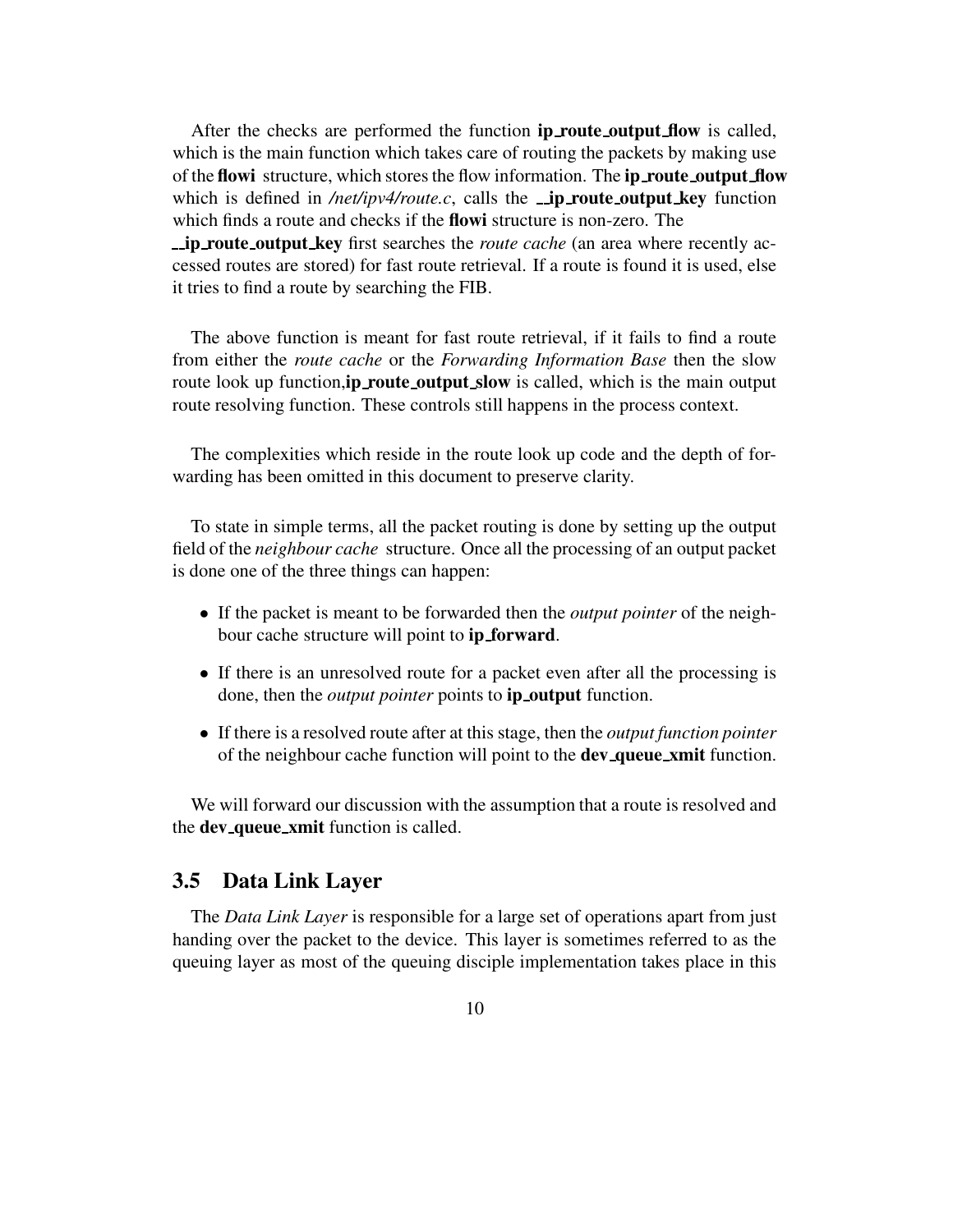After the checks are performed the function **ip_route_output_flow** is called, which is the main function which takes care of routing the packets by making use of the **flowi** structure, which stores the flow information. The **ip_route_output_flow** which is defined in */net/ipv4/route.c*, calls the **__ip_route_output_key** function which finds a route and checks if the **flowi** structure is non-zero. The **__ip_route_output_key** first searches the *route cache* (an area where recently accessed routes are stored) for fast route retrieval. If a route is found it is used, else it tries to find a route by searching the FIB.

The above function is meant for fast route retrieval, if it fails to find a route from either the *route cache* or the *Forwarding Information Base* then the slow route look up function,**ip_route_output_slow** is called, which is the main output route resolving function. These controls still happens in the process context.

The complexities which reside in the route look up code and the depth of forwarding has been omitted in this document to preserve clarity.

To state in simple terms, all the packet routing is done by setting up the output field of the *neighbour cache* structure. Once all the processing of an output packet is done one of the three things can happen:

- If the packet is meant to be forwarded then the *output pointer* of the neighbour cache structure will point to **ip_forward**.
- If there is an unresolved route for a packet even after all the processing is done, then the *output pointer* points to **ip_output** function.
- If there is a resolved route after at this stage, then the *output function pointer* of the neighbour cache function will point to the **dev_queue_xmit** function.

We will forward our discussion with the assumption that a route is resolved and the **dev_queue_xmit** function is called.

## 3.5 Data Link Layer

The *Data Link Layer* is responsible for a large set of operations apart from just handing over the packet to the device. This layer is sometimes referred to as the queuing layer as most of the queuing disciple implementation takes place in this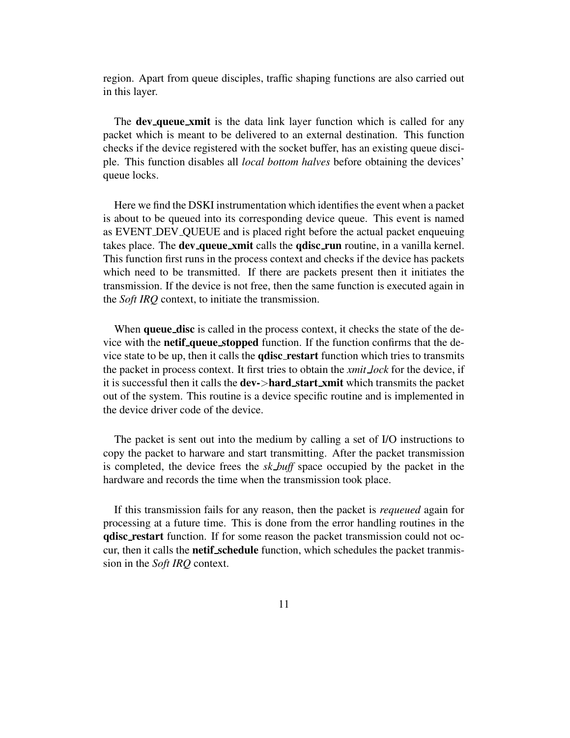region. Apart from queue disciples, traffic shaping functions are also carried out in this layer.

The **dev_queue_xmit** is the data link layer function which is called for any packet which is meant to be delivered to an external destination. This function checks if the device registered with the socket buffer, has an existing queue disciple. This function disables all *local bottom halves* before obtaining the devices' queue locks.

Here we find the DSKI instrumentation which identifies the event when a packet is about to be queued into its corresponding device queue. This event is named as EVENT_DEV_QUEUE and is placed right before the actual packet enqueuing takes place. The **dev_queue_xmit** calls the **qdisc_run** routine, in a vanilla kernel. This function first runs in the process context and checks if the device has packets which need to be transmitted. If there are packets present then it initiates the transmission. If the device is not free, then the same function is executed again in the *Soft IRQ* context, to initiate the transmission.

When **queue_disc** is called in the process context, it checks the state of the device with the **netif_queue_stopped** function. If the function confirms that the device state to be up, then it calls the **qdisc_restart** function which tries to transmits the packet in process context. It first tries to obtain the *xmit_lock* for the device, if it is successful then it calls the **dev->hard_start_xmit** which transmits the packet out of the system. This routine is a device specific routine and is implemented in the device driver code of the device.

The packet is sent out into the medium by calling a set of I/O instructions to copy the packet to harware and start transmitting. After the packet transmission is completed, the device frees the *sk_buff* space occupied by the packet in the hardware and records the time when the transmission took place.

If this transmission fails for any reason, then the packet is *requeued* again for processing at a future time. This is done from the error handling routines in the **qdisc_restart** function. If for some reason the packet transmission could not occur, then it calls the **netif_schedule** function, which schedules the packet tranmission in the *Soft IRQ* context.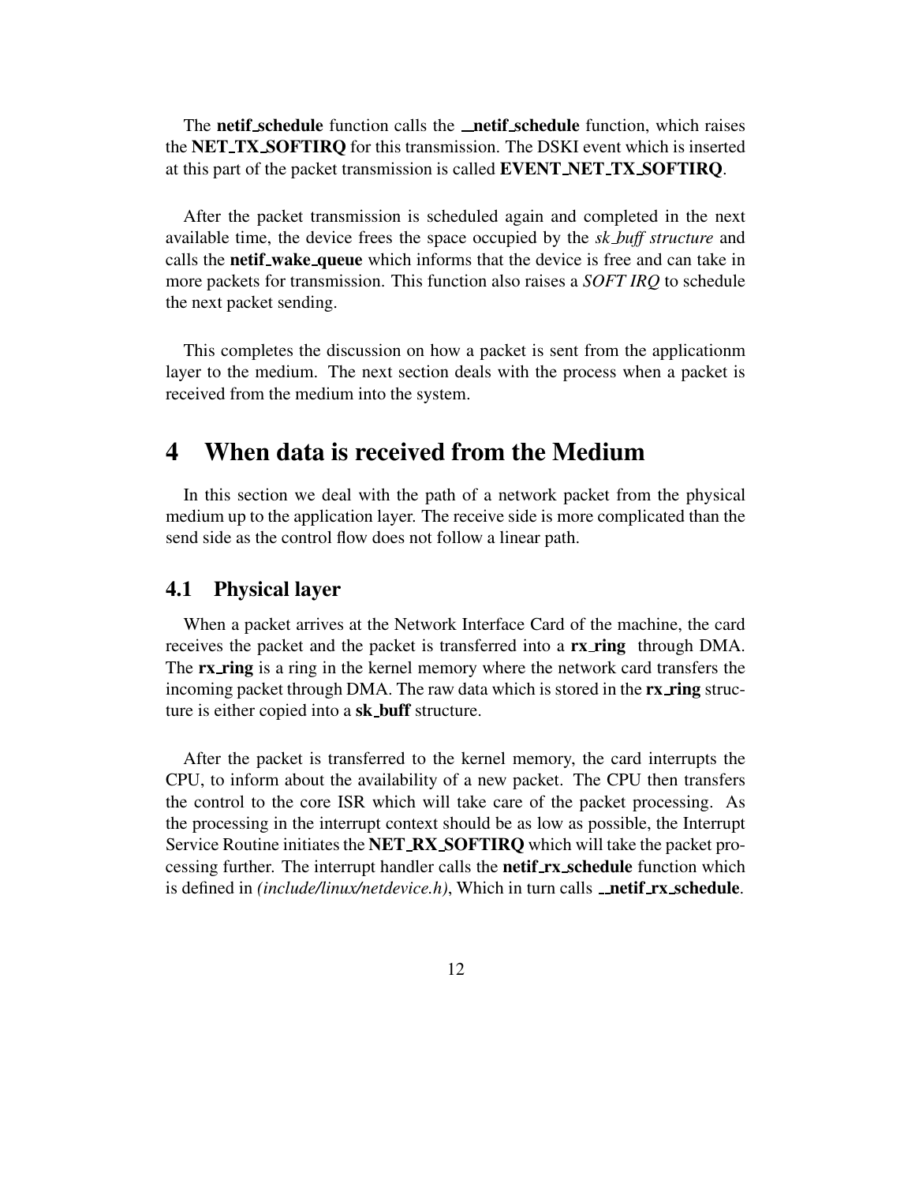The **netif_schedule** function calls the **__netif_schedule** function, which raises the **NET_TX_SOFTIRQ** for this transmission. The DSKI event which is inserted at this part of the packet transmission is called **EVENT_NET_TX_SOFTIRQ**.

After the packet transmission is scheduled again and completed in the next available time, the device frees the space occupied by the *sk_buff structure* and calls the **netif_wake_queue** which informs that the device is free and can take in more packets for transmission. This function also raises a *SOFT IRQ* to schedule the next packet sending.

This completes the discussion on how a packet is sent from the applicationm layer to the medium. The next section deals with the process when a packet is received from the medium into the system.

# 4 When data is received from the Medium

In this section we deal with the path of a network packet from the physical medium up to the application layer. The receive side is more complicated than the send side as the control flow does not follow a linear path.

## 4.1 Physical layer

When a packet arrives at the Network Interface Card of the machine, the card receives the packet and the packet is transferred into a **rx_ring** through DMA. The **rx_ring** is a ring in the kernel memory where the network card transfers the incoming packet through DMA. The raw data which is stored in the **rx_ring** structure is either copied into a **sk_buff** structure.

After the packet is transferred to the kernel memory, the card interrupts the CPU, to inform about the availability of a new packet. The CPU then transfers the control to the core ISR which will take care of the packet processing. As the processing in the interrupt context should be as low as possible, the Interrupt Service Routine initiates the **NET_RX_SOFTIRQ** which will take the packet processing further. The interrupt handler calls the **netif_rx_schedule** function which is defined in *(include/linux/netdevice.h)*, Which in turn calls **__netif_rx_schedule**.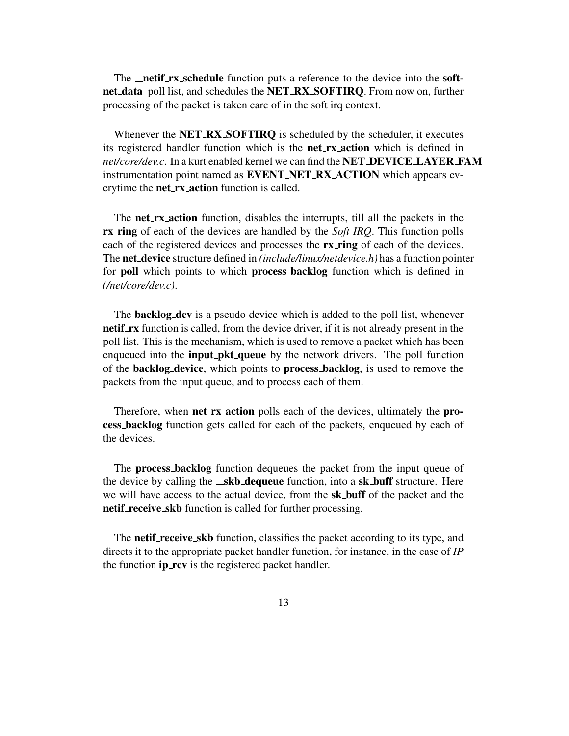The **__netif_rx_schedule** function puts a reference to the device into the **softnet_data** poll list, and schedules the **NET_RX_SOFTIRQ**. From now on, further processing of the packet is taken care of in the soft irq context.

Whenever the **NET_RX_SOFTIRQ** is scheduled by the scheduler, it executes its registered handler function which is the **net_rx_action** which is defined in *net/core/dev.c*. In a kurt enabled kernel we can find the **NET_DEVICE_LAYER_FAM** instrumentation point named as **EVENT_NET_RX_ACTION** which appears everytime the **net_rx_action** function is called.

The **net_rx_action** function, disables the interrupts, till all the packets in the **rx_ring** of each of the devices are handled by the *Soft IRQ*. This function polls each of the registered devices and processes the **rx_ring** of each of the devices. The **net_device** structure defined in *(include/linux/netdevice.h)* has a function pointer for **poll** which points to which **process_backlog** function which is defined in *(/net/core/dev.c)*.

The **backlog_dev** is a pseudo device which is added to the poll list, whenever **netif_rx** function is called, from the device driver, if it is not already present in the poll list. This is the mechanism, which is used to remove a packet which has been enqueued into the **input_pkt_queue** by the network drivers. The poll function of the **backlog_device**, which points to **process_backlog**, is used to remove the packets from the input queue, and to process each of them.

Therefore, when **net_rx_action** polls each of the devices, ultimately the **process_backlog** function gets called for each of the packets, enqueued by each of the devices.

The **process_backlog** function dequeues the packet from the input queue of the device by calling the **__skb_dequeue** function, into a **sk_buff** structure. Here we will have access to the actual device, from the **sk_buff** of the packet and the **netif_receive_skb** function is called for further processing.

The **netif_receive_skb** function, classifies the packet according to its type, and directs it to the appropriate packet handler function, for instance, in the case of *IP* the function **ip_rcv** is the registered packet handler.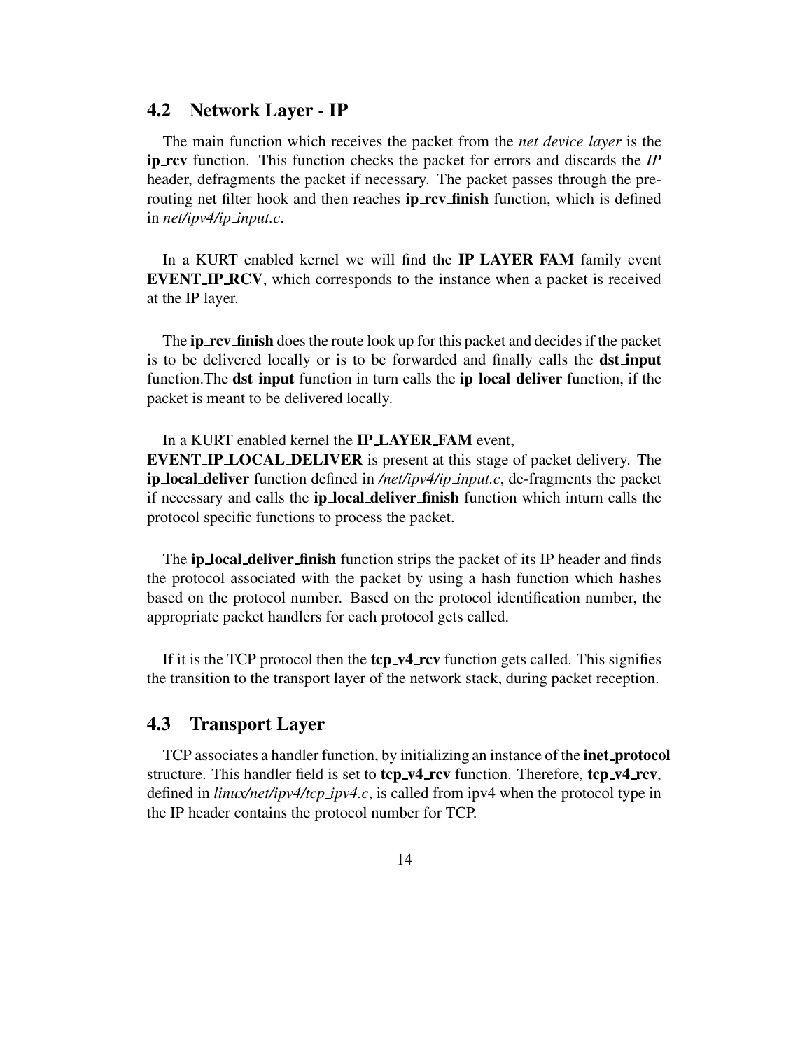## 4.2 Network Layer - IP

The main function which receives the packet from the *net device layer* is the **ip_rcv** function. This function checks the packet for errors and discards the *IP* header, defragments the packet if necessary. The packet passes through the pre-routing net filter hook and then reaches **ip_rcv_finish** function, which is defined in *net/ipv4/ip_input.c*.

In a KURT enabled kernel we will find the **IP_LAYER_FAM** family event **EVENT_IP_RCV**, which corresponds to the instance when a packet is received at the IP layer.

The **ip_rcv_finish** does the route look up for this packet and decides if the packet is to be delivered locally or is to be forwarded and finally calls the **dst_input** function.The **dst_input** function in turn calls the **ip_local_deliver** function, if the packet is meant to be delivered locally.

In a KURT enabled kernel the **IP_LAYER_FAM** event, **EVENT_IP_LOCAL_DELIVER** is present at this stage of packet delivery. The **ip_local_deliver** function defined in */net/ipv4/ip_input.c*, de-fragments the packet if necessary and calls the **ip_local_deliver_finish** function which inturn calls the protocol specific functions to process the packet.

The **ip_local_deliver_finish** function strips the packet of its IP header and finds the protocol associated with the packet by using a hash function which hashes based on the protocol number. Based on the protocol identification number, the appropriate packet handlers for each protocol gets called.

If it is the TCP protocol then the **tcp_v4_rcv** function gets called. This signifies the transition to the transport layer of the network stack, during packet reception.

## 4.3 Transport Layer

TCP associates a handler function, by initializing an instance of the **inet_protocol** structure. This handler field is set to **tcp_v4_rcv** function. Therefore, **tcp_v4_rcv**, defined in *linux/net/ipv4/tcp_ipv4.c*, is called from ipv4 when the protocol type in the IP header contains the protocol number for TCP.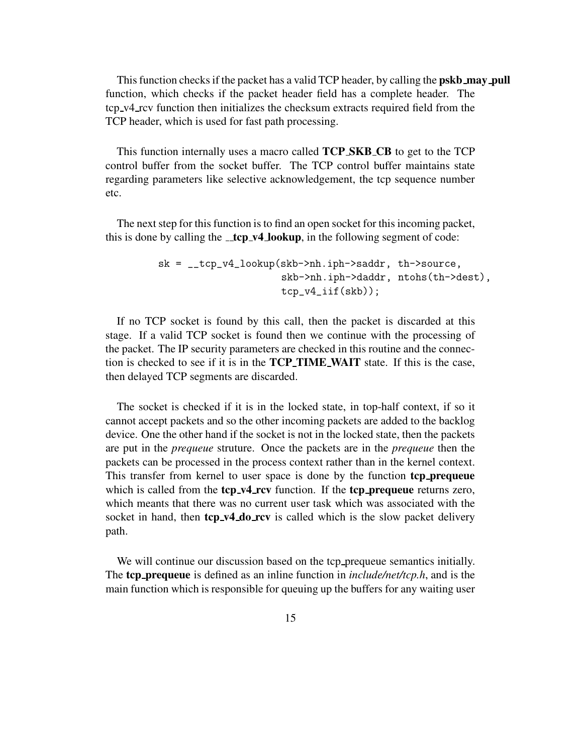This function checks if the packet has a valid TCP header, by calling the **pskb_may_pull** function, which checks if the packet header field has a complete header. The tcp_v4_rcv function then initializes the checksum extracts required field from the TCP header, which is used for fast path processing.

This function internally uses a macro called **TCP_SKB_CB** to get to the TCP control buffer from the socket buffer. The TCP control buffer maintains state regarding parameters like selective acknowledgement, the tcp sequence number etc.

The next step for this function is to find an open socket for this incoming packet, this is done by calling the **__tcp_v4_lookup**, in the following segment of code:

```
sk = __tcp_v4_lookup(skb->nh.iph->saddr, th->source,
                     skb->nh.iph->daddr, ntohs(th->dest),
                     tcp_v4_iif(skb));
```

If no TCP socket is found by this call, then the packet is discarded at this stage. If a valid TCP socket is found then we continue with the processing of the packet. The IP security parameters are checked in this routine and the connection is checked to see if it is in the **TCP_TIME_WAIT** state. If this is the case, then delayed TCP segments are discarded.

The socket is checked if it is in the locked state, in top-half context, if so it cannot accept packets and so the other incoming packets are added to the backlog device. One the other hand if the socket is not in the locked state, then the packets are put in the *prequeue* struture. Once the packets are in the *prequeue* then the packets can be processed in the process context rather than in the kernel context. This transfer from kernel to user space is done by the function **tcp_prequeue** which is called from the **tcp_v4_rcv** function. If the **tcp_prequeue** returns zero, which meants that there was no current user task which was associated with the socket in hand, then **tcp_v4_do_rcv** is called which is the slow packet delivery path.

We will continue our discussion based on the tcp_prequeue semantics initially. The **tcp_prequeue** is defined as an inline function in *include/net/tcp.h*, and is the main function which is responsible for queuing up the buffers for any waiting user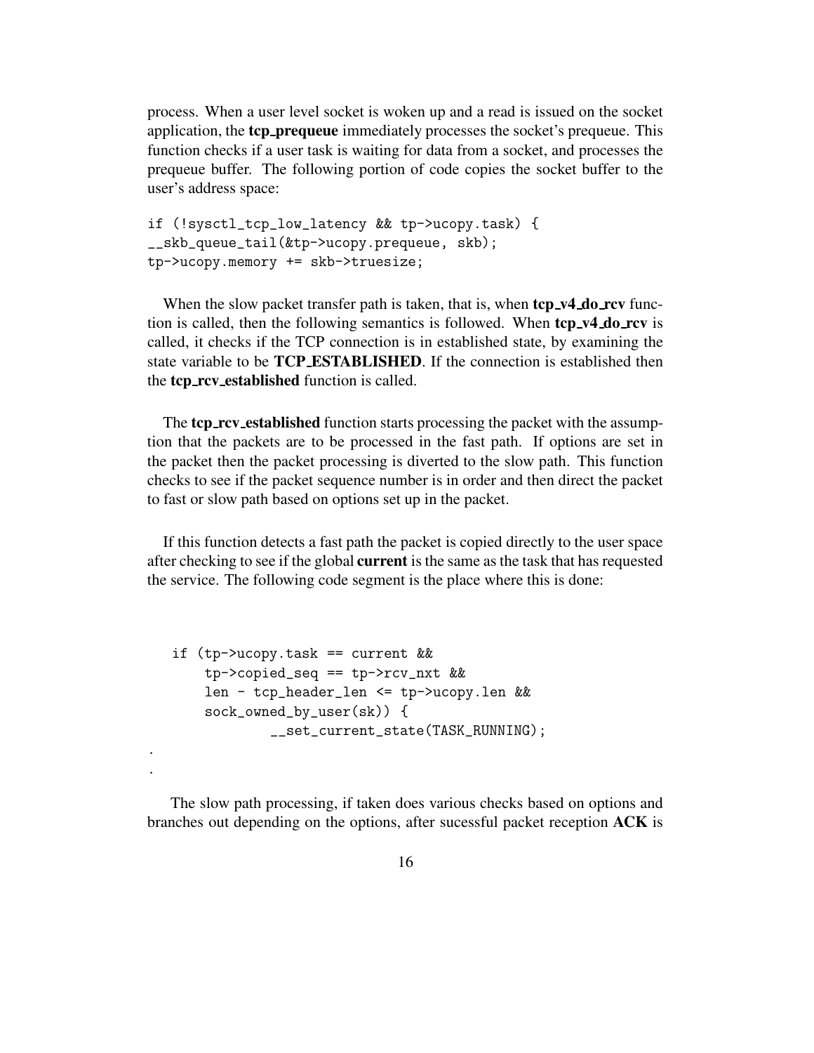process. When a user level socket is woken up and a read is issued on the socket application, the **tcp_prequeue** immediately processes the socket's prequeue. This function checks if a user task is waiting for data from a socket, and processes the prequeue buffer. The following portion of code copies the socket buffer to the user's address space:

```
if (!sysctl_tcp_low_latency && tp->ucopy.task) {
__skb_queue_tail(&tp->ucopy.prequeue, skb);
tp->ucopy.memory += skb->truesize;
```

When the slow packet transfer path is taken, that is, when **tcp_v4_do_rcv** function is called, then the following semantics is followed. When **tcp_v4_do_rcv** is called, it checks if the TCP connection is in established state, by examining the state variable to be **TCP_ESTABLISHED**. If the connection is established then the **tcp_rcv_established** function is called.

The **tcp_rcv_established** function starts processing the packet with the assumption that the packets are to be processed in the fast path. If options are set in the packet then the packet processing is diverted to the slow path. This function checks to see if the packet sequence number is in order and then direct the packet to fast or slow path based on options set up in the packet.

If this function detects a fast path the packet is copied directly to the user space after checking to see if the global **current** is the same as the task that has requested the service. The following code segment is the place where this is done:

```
    if (tp->ucopy.task == current &&
        tp->copied_seq == tp->rcv_nxt &&
        len - tcp_header_len <= tp->ucopy.len &&
        sock_owned_by_user(sk)) {
                __set_current_state(TASK_RUNNING);
.
.
```

The slow path processing, if taken does various checks based on options and branches out depending on the options, after sucessful packet reception **ACK** is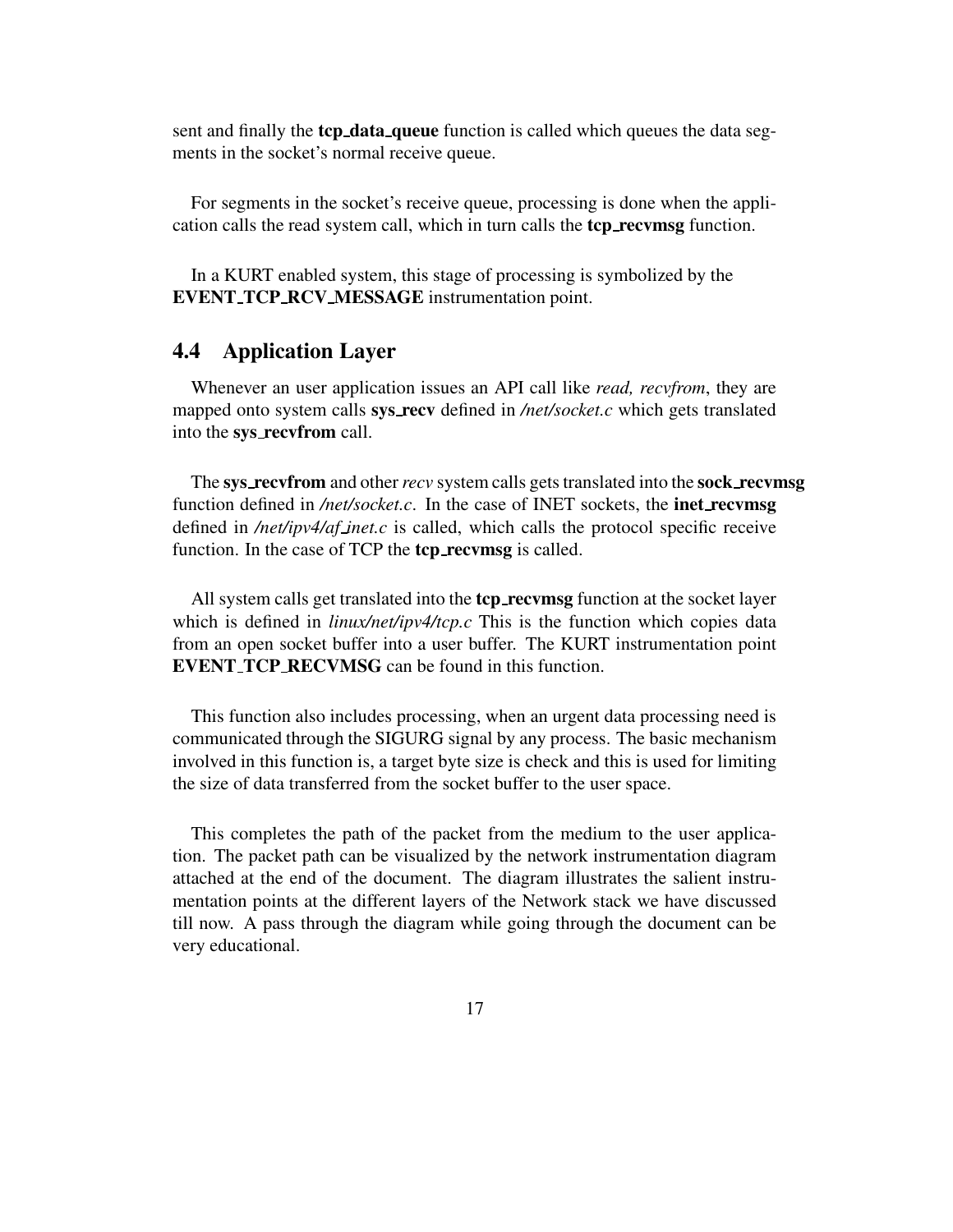sent and finally the **tcp_data_queue** function is called which queues the data segments in the socket's normal receive queue.

For segments in the socket's receive queue, processing is done when the application calls the read system call, which in turn calls the **tcp_recvmsg** function.

In a KURT enabled system, this stage of processing is symbolized by the **EVENT_TCP_RCV_MESSAGE** instrumentation point.

## 4.4 Application Layer

Whenever an user application issues an API call like *read, recvfrom*, they are mapped onto system calls **sys_recv** defined in */net/socket.c* which gets translated into the **sys_recvfrom** call.

The **sys_recvfrom** and other *recv* system calls gets translated into the **sock_recvmsg** function defined in */net/socket.c*. In the case of INET sockets, the **inet_recvmsg** defined in */net/ipv4/af_inet.c* is called, which calls the protocol specific receive function. In the case of TCP the **tcp_recvmsg** is called.

All system calls get translated into the **tcp_recvmsg** function at the socket layer which is defined in *linux/net/ipv4/tcp.c* This is the function which copies data from an open socket buffer into a user buffer. The KURT instrumentation point **EVENT_TCP_RECVMSG** can be found in this function.

This function also includes processing, when an urgent data processing need is communicated through the SIGURG signal by any process. The basic mechanism involved in this function is, a target byte size is check and this is used for limiting the size of data transferred from the socket buffer to the user space.

This completes the path of the packet from the medium to the user application. The packet path can be visualized by the network instrumentation diagram attached at the end of the document. The diagram illustrates the salient instrumentation points at the different layers of the Network stack we have discussed till now. A pass through the diagram while going through the document can be very educational.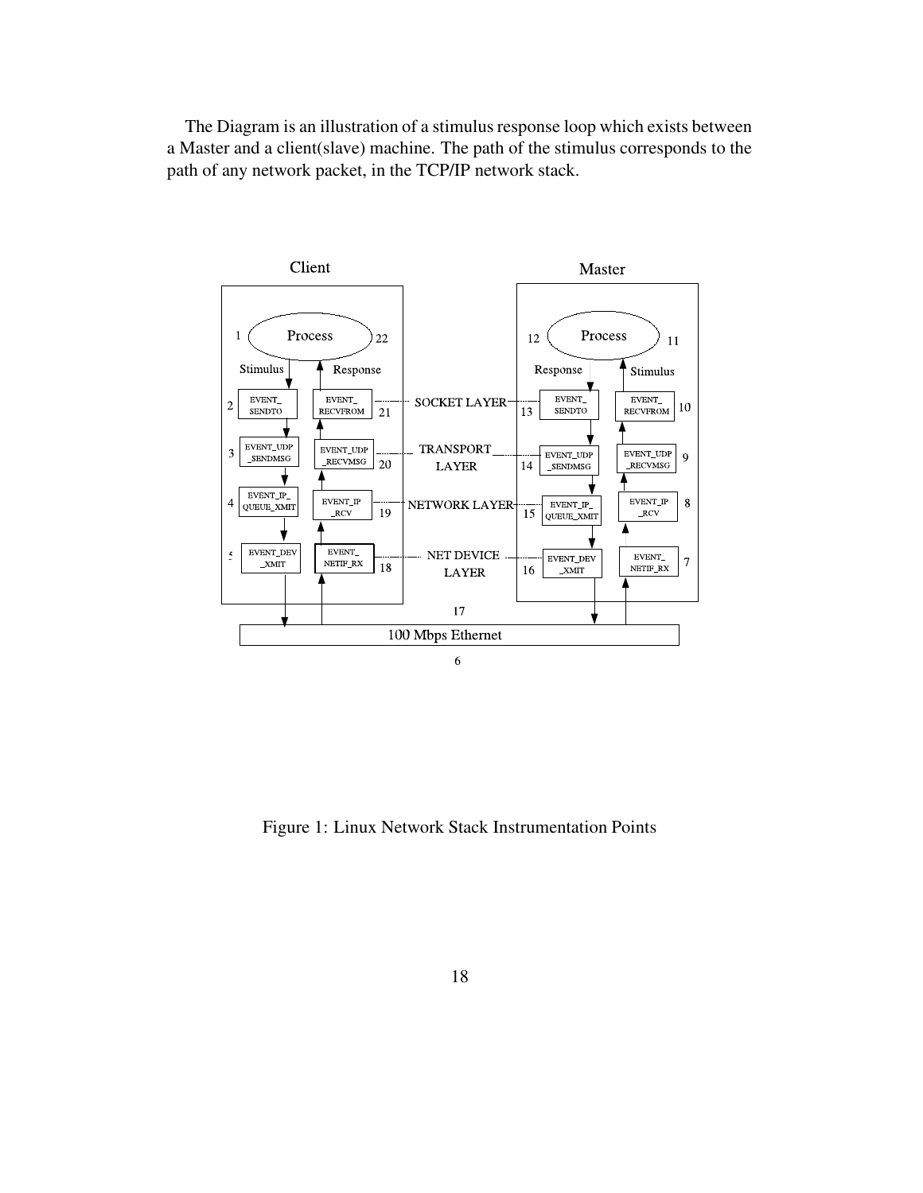The Diagram is an illustration of a stimulus response loop which exists between a Master and a client(slave) machine. The path of the stimulus corresponds to the path of any network packet, in the TCP/IP network stack.

Figure 1: Linux Network Stack Instrumentation Points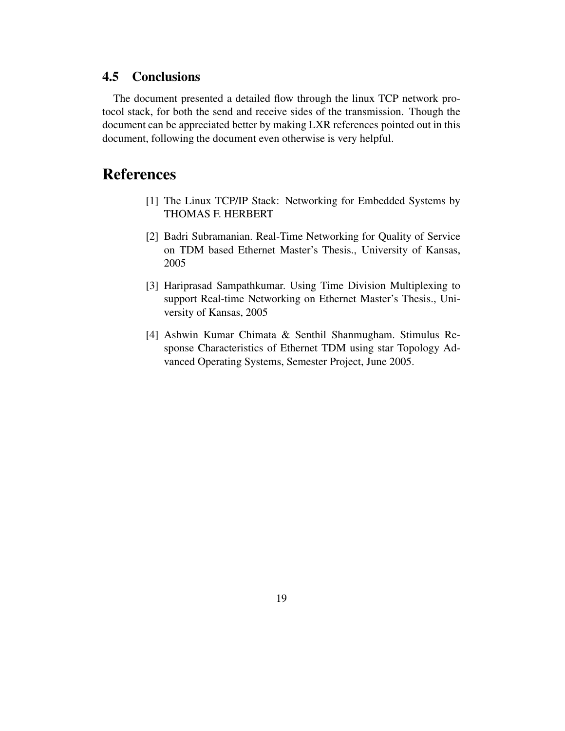### 4.5 Conclusions

The document presented a detailed flow through the linux TCP network protocol stack, for both the send and receive sides of the transmission. Though the document can be appreciated better by making LXR references pointed out in this document, following the document even otherwise is very helpful.

## References

[1] The Linux TCP/IP Stack: Networking for Embedded Systems by THOMAS F. HERBERT

[2] Badri Subramanian. Real-Time Networking for Quality of Service on TDM based Ethernet Master's Thesis., University of Kansas, 2005

[3] Hariprasad Sampathkumar. Using Time Division Multiplexing to support Real-time Networking on Ethernet Master's Thesis., University of Kansas, 2005

[4] Ashwin Kumar Chimata & Senthil Shanmugham. Stimulus Response Characteristics of Ethernet TDM using star Topology Advanced Operating Systems, Semester Project, June 2005.